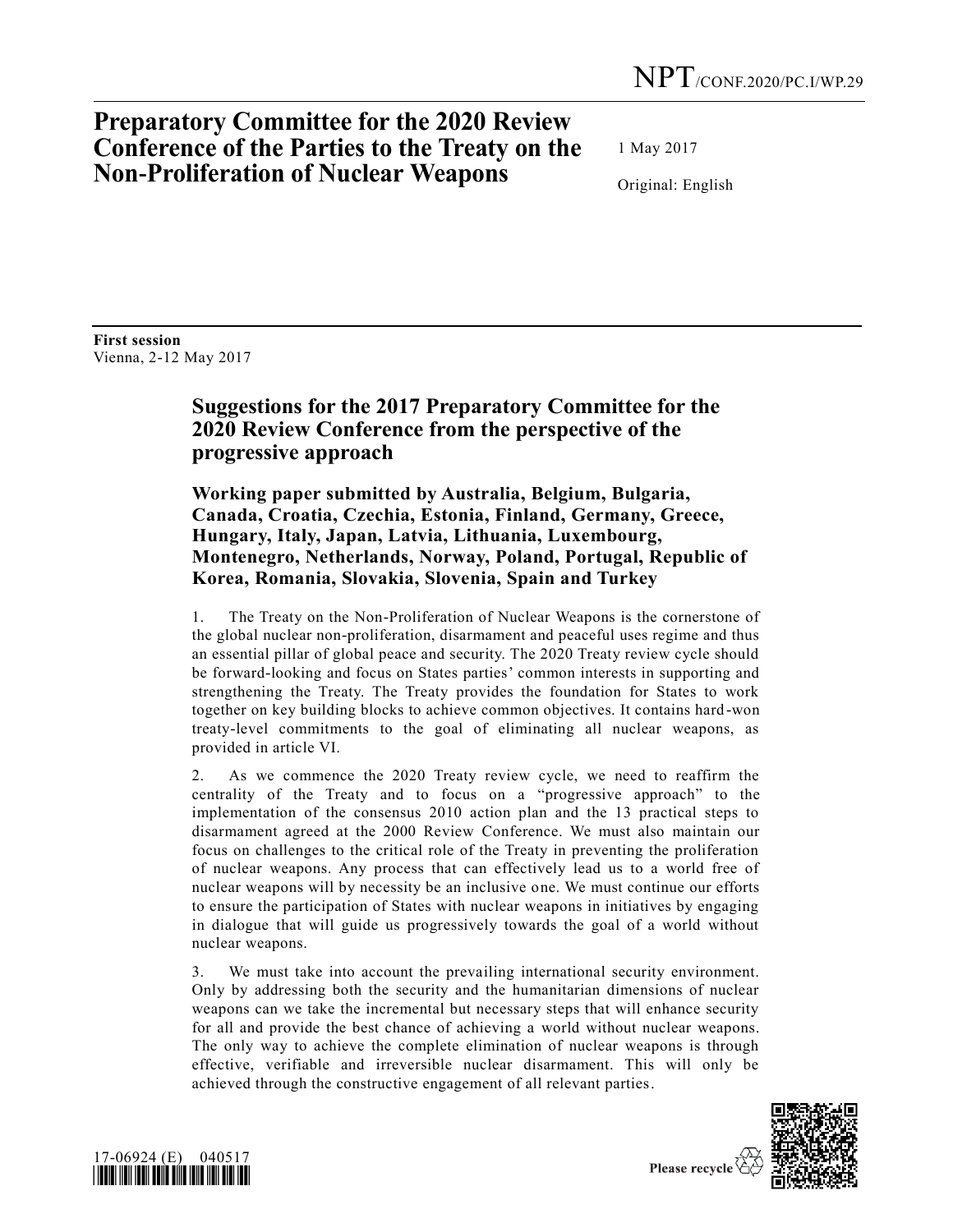NPT/CONF.2020/PC.I/WP.29

# Preparatory Committee for the 2020 Review Conference of the Parties to the Treaty on the Non-Proliferation of Nuclear Weapons

1 May 2017

Original: English

**First session**
Vienna, 2-12 May 2017

## Suggestions for the 2017 Preparatory Committee for the 2020 Review Conference from the perspective of the progressive approach

### Working paper submitted by Australia, Belgium, Bulgaria, Canada, Croatia, Czechia, Estonia, Finland, Germany, Greece, Hungary, Italy, Japan, Latvia, Lithuania, Luxembourg, Montenegro, Netherlands, Norway, Poland, Portugal, Republic of Korea, Romania, Slovakia, Slovenia, Spain and Turkey

1. The Treaty on the Non-Proliferation of Nuclear Weapons is the cornerstone of the global nuclear non-proliferation, disarmament and peaceful uses regime and thus an essential pillar of global peace and security. The 2020 Treaty review cycle should be forward-looking and focus on States parties' common interests in supporting and strengthening the Treaty. The Treaty provides the foundation for States to work together on key building blocks to achieve common objectives. It contains hard-won treaty-level commitments to the goal of eliminating all nuclear weapons, as provided in article VI.

2. As we commence the 2020 Treaty review cycle, we need to reaffirm the centrality of the Treaty and to focus on a "progressive approach" to the implementation of the consensus 2010 action plan and the 13 practical steps to disarmament agreed at the 2000 Review Conference. We must also maintain our focus on challenges to the critical role of the Treaty in preventing the proliferation of nuclear weapons. Any process that can effectively lead us to a world free of nuclear weapons will by necessity be an inclusive one. We must continue our efforts to ensure the participation of States with nuclear weapons in initiatives by engaging in dialogue that will guide us progressively towards the goal of a world without nuclear weapons.

3. We must take into account the prevailing international security environment. Only by addressing both the security and the humanitarian dimensions of nuclear weapons can we take the incremental but necessary steps that will enhance security for all and provide the best chance of achieving a world without nuclear weapons. The only way to achieve the complete elimination of nuclear weapons is through effective, verifiable and irreversible nuclear disarmament. This will only be achieved through the constructive engagement of all relevant parties.

17-06924 (E) 040517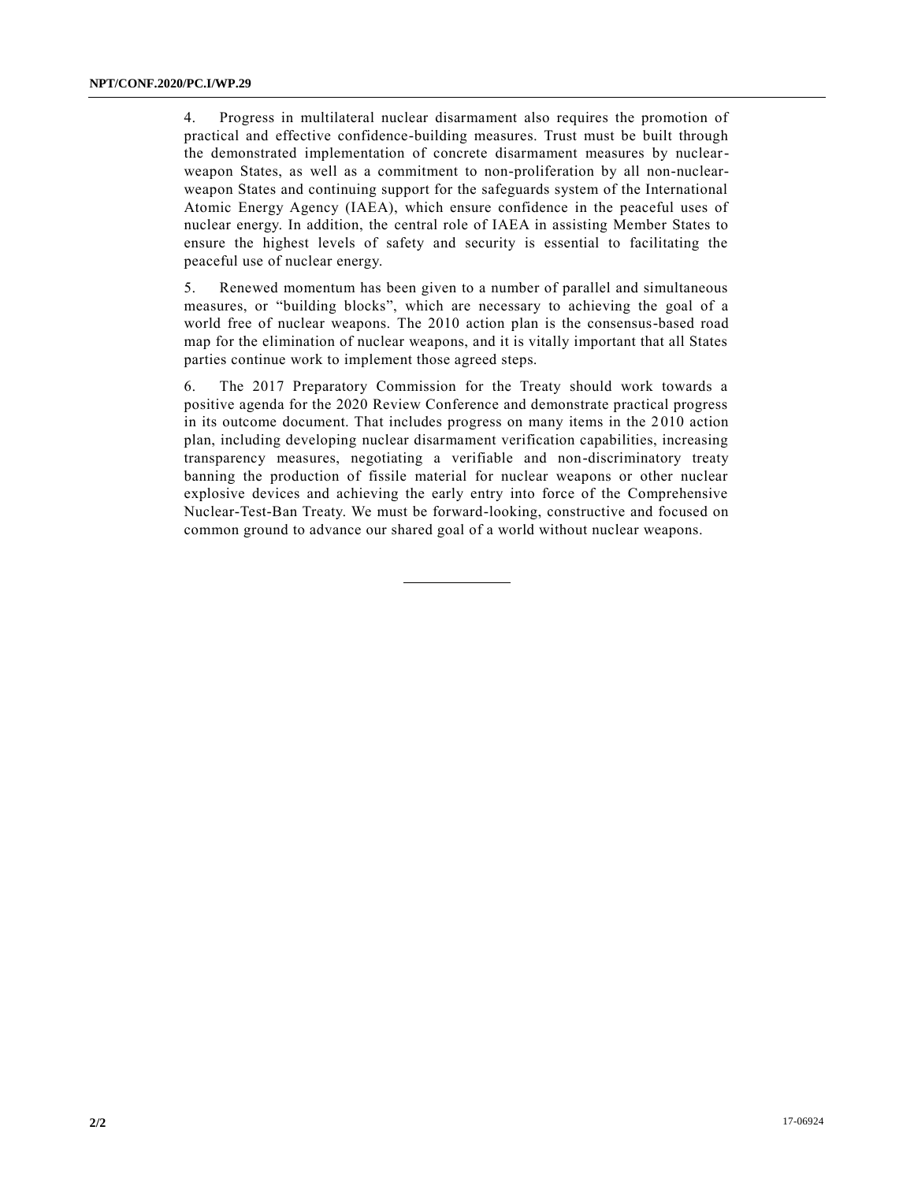4. Progress in multilateral nuclear disarmament also requires the promotion of practical and effective confidence-building measures. Trust must be built through the demonstrated implementation of concrete disarmament measures by nuclear-weapon States, as well as a commitment to non-proliferation by all non-nuclear-weapon States and continuing support for the safeguards system of the International Atomic Energy Agency (IAEA), which ensure confidence in the peaceful uses of nuclear energy. In addition, the central role of IAEA in assisting Member States to ensure the highest levels of safety and security is essential to facilitating the peaceful use of nuclear energy.

5. Renewed momentum has been given to a number of parallel and simultaneous measures, or "building blocks", which are necessary to achieving the goal of a world free of nuclear weapons. The 2010 action plan is the consensus-based road map for the elimination of nuclear weapons, and it is vitally important that all States parties continue work to implement those agreed steps.

6. The 2017 Preparatory Commission for the Treaty should work towards a positive agenda for the 2020 Review Conference and demonstrate practical progress in its outcome document. That includes progress on many items in the 2010 action plan, including developing nuclear disarmament verification capabilities, increasing transparency measures, negotiating a verifiable and non-discriminatory treaty banning the production of fissile material for nuclear weapons or other nuclear explosive devices and achieving the early entry into force of the Comprehensive Nuclear-Test-Ban Treaty. We must be forward-looking, constructive and focused on common ground to advance our shared goal of a world without nuclear weapons.